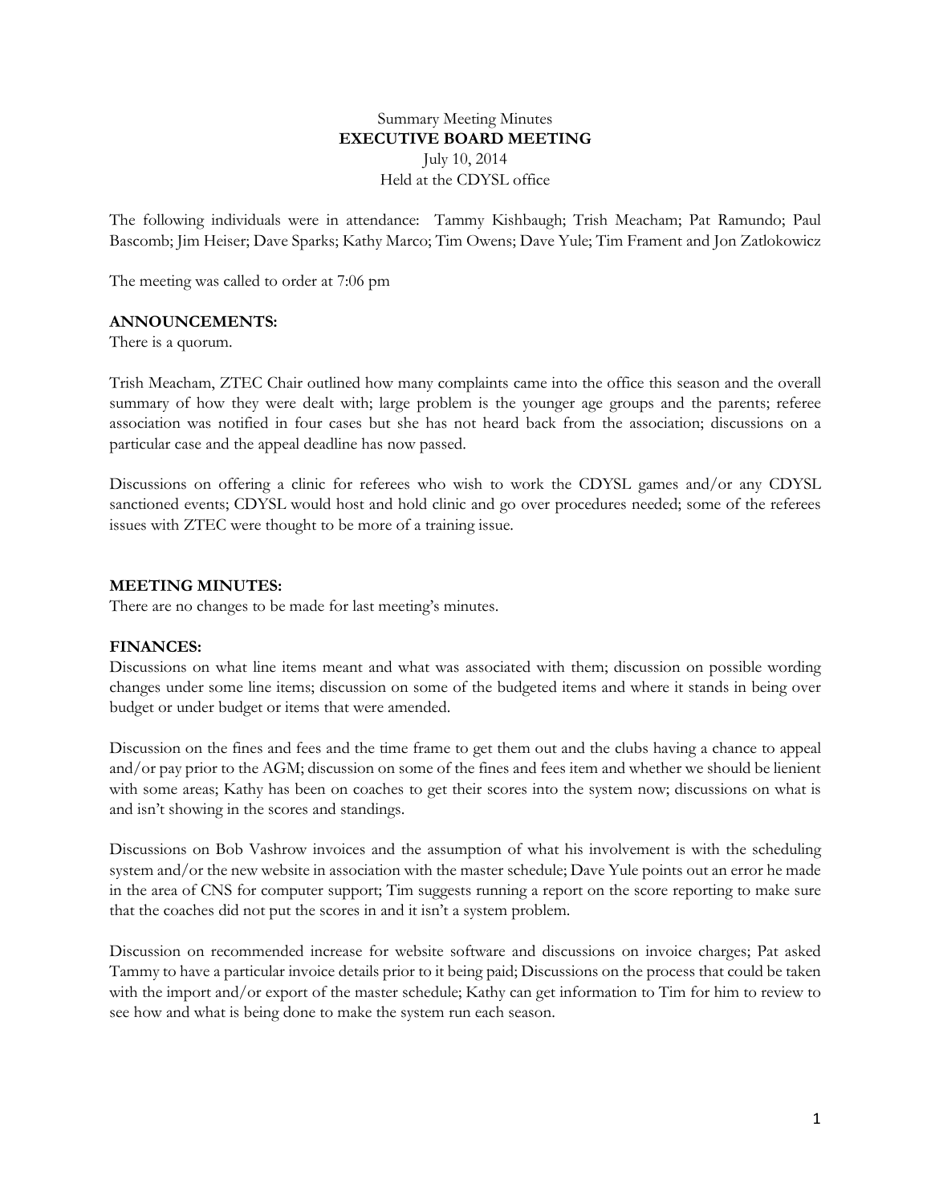Summary Meeting Minutes

**EXECUTIVE BOARD MEETING**

July 10, 2014

Held at the CDYSL office

The following individuals were in attendance: Tammy Kishbaugh; Trish Meacham; Pat Ramundo; Paul Bascomb; Jim Heiser; Dave Sparks; Kathy Marco; Tim Owens; Dave Yule; Tim Frament and Jon Zatlokowicz

The meeting was called to order at 7:06 pm

**ANNOUNCEMENTS:**

There is a quorum.

Trish Meacham, ZTEC Chair outlined how many complaints came into the office this season and the overall summary of how they were dealt with; large problem is the younger age groups and the parents; referee association was notified in four cases but she has not heard back from the association; discussions on a particular case and the appeal deadline has now passed.

Discussions on offering a clinic for referees who wish to work the CDYSL games and/or any CDYSL sanctioned events; CDYSL would host and hold clinic and go over procedures needed; some of the referees issues with ZTEC were thought to be more of a training issue.

**MEETING MINUTES:**

There are no changes to be made for last meeting's minutes.

**FINANCES:**

Discussions on what line items meant and what was associated with them; discussion on possible wording changes under some line items; discussion on some of the budgeted items and where it stands in being over budget or under budget or items that were amended.

Discussion on the fines and fees and the time frame to get them out and the clubs having a chance to appeal and/or pay prior to the AGM; discussion on some of the fines and fees item and whether we should be lienient with some areas; Kathy has been on coaches to get their scores into the system now; discussions on what is and isn't showing in the scores and standings.

Discussions on Bob Vashrow invoices and the assumption of what his involvement is with the scheduling system and/or the new website in association with the master schedule; Dave Yule points out an error he made in the area of CNS for computer support; Tim suggests running a report on the score reporting to make sure that the coaches did not put the scores in and it isn't a system problem.

Discussion on recommended increase for website software and discussions on invoice charges; Pat asked Tammy to have a particular invoice details prior to it being paid; Discussions on the process that could be taken with the import and/or export of the master schedule; Kathy can get information to Tim for him to review to see how and what is being done to make the system run each season.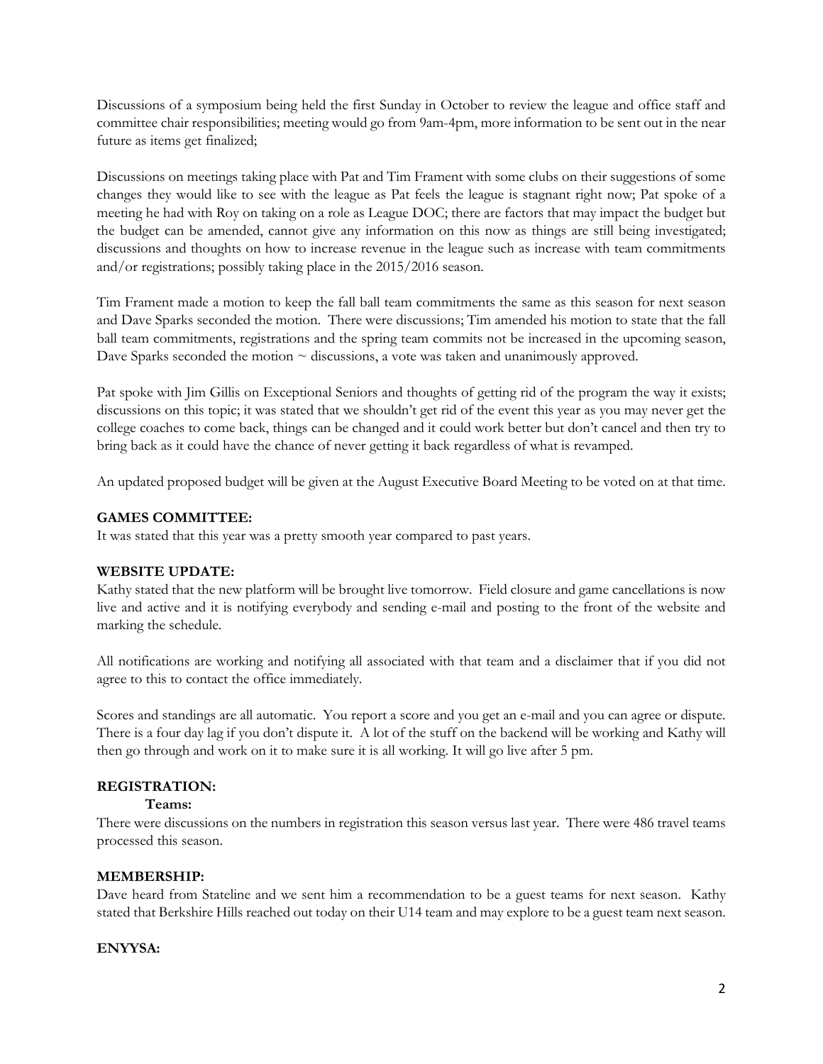Discussions of a symposium being held the first Sunday in October to review the league and office staff and committee chair responsibilities; meeting would go from 9am-4pm, more information to be sent out in the near future as items get finalized;

Discussions on meetings taking place with Pat and Tim Frament with some clubs on their suggestions of some changes they would like to see with the league as Pat feels the league is stagnant right now; Pat spoke of a meeting he had with Roy on taking on a role as League DOC; there are factors that may impact the budget but the budget can be amended, cannot give any information on this now as things are still being investigated; discussions and thoughts on how to increase revenue in the league such as increase with team commitments and/or registrations; possibly taking place in the 2015/2016 season.

Tim Frament made a motion to keep the fall ball team commitments the same as this season for next season and Dave Sparks seconded the motion. There were discussions; Tim amended his motion to state that the fall ball team commitments, registrations and the spring team commits not be increased in the upcoming season, Dave Sparks seconded the motion ~ discussions, a vote was taken and unanimously approved.

Pat spoke with Jim Gillis on Exceptional Seniors and thoughts of getting rid of the program the way it exists; discussions on this topic; it was stated that we shouldn't get rid of the event this year as you may never get the college coaches to come back, things can be changed and it could work better but don't cancel and then try to bring back as it could have the chance of never getting it back regardless of what is revamped.

An updated proposed budget will be given at the August Executive Board Meeting to be voted on at that time.

**GAMES COMMITTEE:**
It was stated that this year was a pretty smooth year compared to past years.

**WEBSITE UPDATE:**
Kathy stated that the new platform will be brought live tomorrow. Field closure and game cancellations is now live and active and it is notifying everybody and sending e-mail and posting to the front of the website and marking the schedule.

All notifications are working and notifying all associated with that team and a disclaimer that if you did not agree to this to contact the office immediately.

Scores and standings are all automatic. You report a score and you get an e-mail and you can agree or dispute. There is a four day lag if you don't dispute it. A lot of the stuff on the backend will be working and Kathy will then go through and work on it to make sure it is all working. It will go live after 5 pm.

**REGISTRATION:**

**Teams:**
There were discussions on the numbers in registration this season versus last year. There were 486 travel teams processed this season.

**MEMBERSHIP:**
Dave heard from Stateline and we sent him a recommendation to be a guest teams for next season. Kathy stated that Berkshire Hills reached out today on their U14 team and may explore to be a guest team next season.

**ENYYSA:**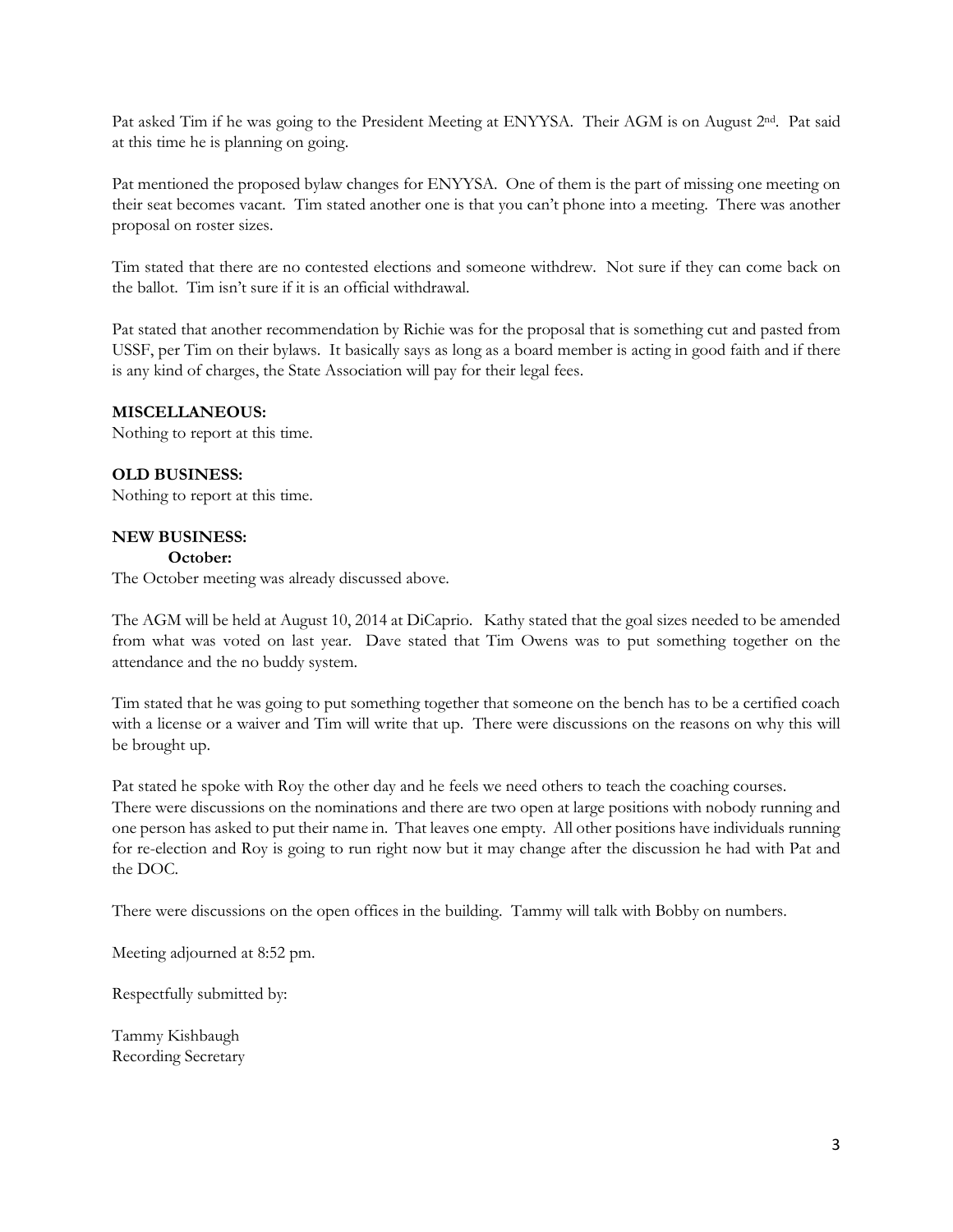Pat asked Tim if he was going to the President Meeting at ENYYSA. Their AGM is on August 2nd. Pat said at this time he is planning on going.

Pat mentioned the proposed bylaw changes for ENYYSA. One of them is the part of missing one meeting on their seat becomes vacant. Tim stated another one is that you can't phone into a meeting. There was another proposal on roster sizes.

Tim stated that there are no contested elections and someone withdrew. Not sure if they can come back on the ballot. Tim isn't sure if it is an official withdrawal.

Pat stated that another recommendation by Richie was for the proposal that is something cut and pasted from USSF, per Tim on their bylaws. It basically says as long as a board member is acting in good faith and if there is any kind of charges, the State Association will pay for their legal fees.

**MISCELLANEOUS:**
Nothing to report at this time.

**OLD BUSINESS:**
Nothing to report at this time.

**NEW BUSINESS:**

**October:**

The October meeting was already discussed above.

The AGM will be held at August 10, 2014 at DiCaprio. Kathy stated that the goal sizes needed to be amended from what was voted on last year. Dave stated that Tim Owens was to put something together on the attendance and the no buddy system.

Tim stated that he was going to put something together that someone on the bench has to be a certified coach with a license or a waiver and Tim will write that up. There were discussions on the reasons on why this will be brought up.

Pat stated he spoke with Roy the other day and he feels we need others to teach the coaching courses.
There were discussions on the nominations and there are two open at large positions with nobody running and one person has asked to put their name in. That leaves one empty. All other positions have individuals running for re-election and Roy is going to run right now but it may change after the discussion he had with Pat and the DOC.

There were discussions on the open offices in the building. Tammy will talk with Bobby on numbers.

Meeting adjourned at 8:52 pm.

Respectfully submitted by:

Tammy Kishbaugh
Recording Secretary